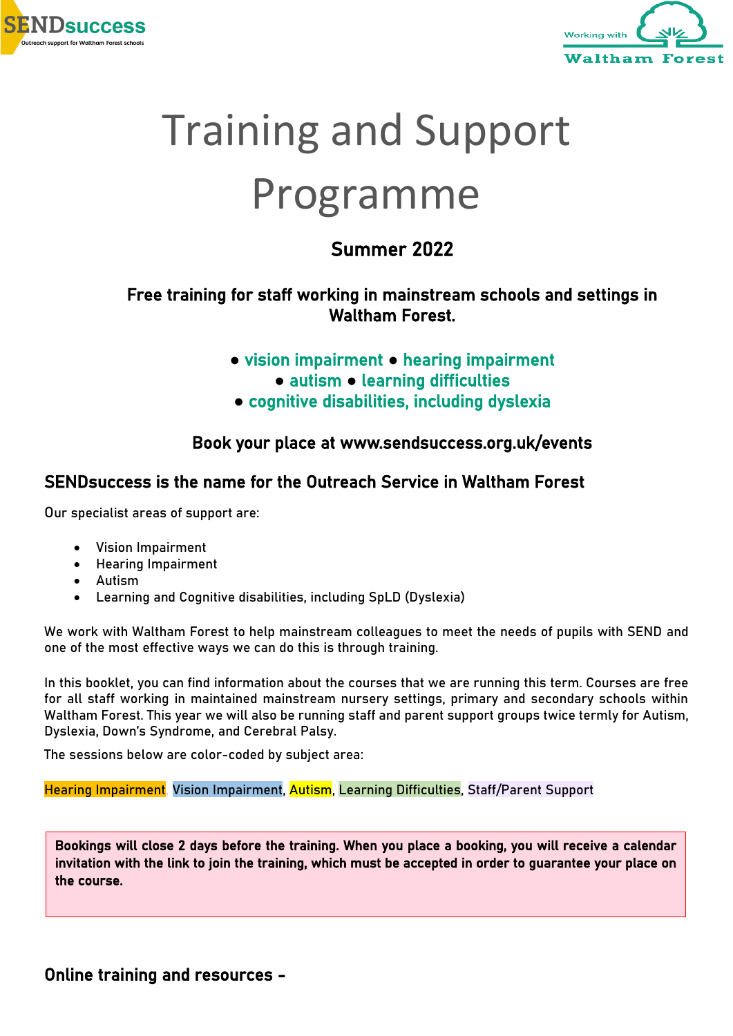SENDsuccess
Outreach support for Waltham Forest schools

Working with Waltham Forest

# Training and Support Programme

**Summer 2022**

**Free training for staff working in mainstream schools and settings in Waltham Forest.**

**● vision impairment ● hearing impairment**
**● autism ● learning difficulties**
**● cognitive disabilities, including dyslexia**

**Book your place at www.sendsuccess.org.uk/events**

## SENDsuccess is the name for the Outreach Service in Waltham Forest

Our specialist areas of support are:

- Vision Impairment
- Hearing Impairment
- Autism
- Learning and Cognitive disabilities, including SpLD (Dyslexia)

We work with Waltham Forest to help mainstream colleagues to meet the needs of pupils with SEND and one of the most effective ways we can do this is through training.

In this booklet, you can find information about the courses that we are running this term. Courses are free for all staff working in maintained mainstream nursery settings, primary and secondary schools within Waltham Forest. This year we will also be running staff and parent support groups twice termly for Autism, Dyslexia, Down's Syndrome, and Cerebral Palsy.

The sessions below are color-coded by subject area:

Hearing Impairment, Vision Impairment, Autism, Learning Difficulties, Staff/Parent Support

**Bookings will close 2 days before the training. When you place a booking, you will receive a calendar invitation with the link to join the training, which must be accepted in order to guarantee your place on the course.**

## Online training and resources -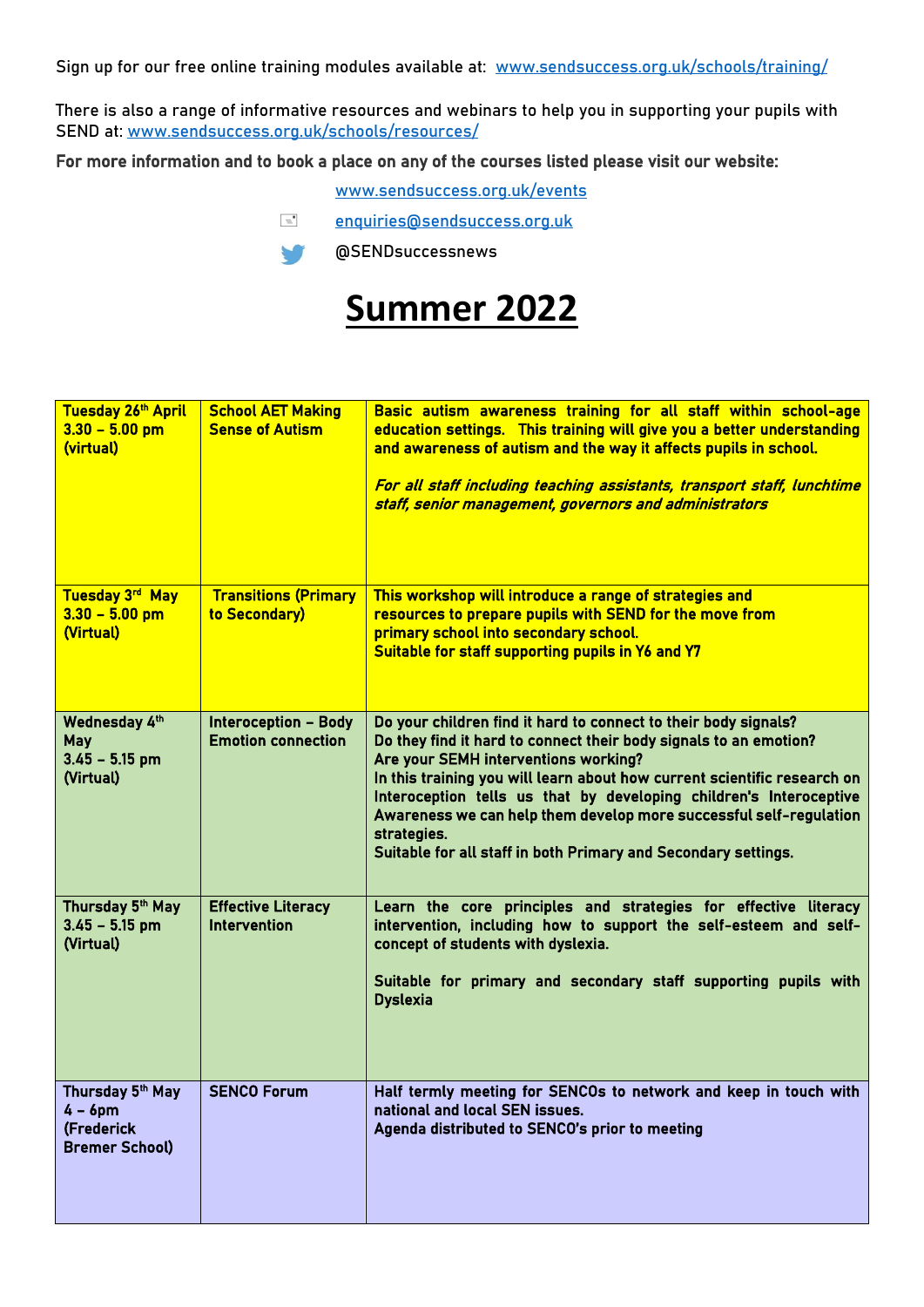Sign up for our free online training modules available at: [www.sendsuccess.org.uk/schools/training/](www.sendsuccess.org.uk/schools/training/)

There is also a range of informative resources and webinars to help you in supporting your pupils with SEND at: [www.sendsuccess.org.uk/schools/resources/](www.sendsuccess.org.uk/schools/resources/)

**For more information and to book a place on any of the courses listed please visit our website:**

[www.sendsuccess.org.uk/events](www.sendsuccess.org.uk/events)

[enquiries@sendsuccess.org.uk](mailto:enquiries@sendsuccess.org.uk)

@SENDsuccessnews

# Summer 2022

| | | |
|---|---|---|
| **Tuesday 26th April 3.30 – 5.00 pm (virtual)** | **School AET Making Sense of Autism** | **Basic autism awareness training for all staff within school-age education settings. This training will give you a better understanding and awareness of autism and the way it affects pupils in school.**<br><br>***For all staff including teaching assistants, transport staff, lunchtime staff, senior management, governors and administrators*** |
| **Tuesday 3rd May 3.30 – 5.00 pm (Virtual)** | **Transitions (Primary to Secondary)** | **This workshop will introduce a range of strategies and resources to prepare pupils with SEND for the move from primary school into secondary school.**<br>**Suitable for staff supporting pupils in Y6 and Y7** |
| **Wednesday 4th May 3.45 – 5.15 pm (Virtual)** | **Interoception – Body Emotion connection** | **Do your children find it hard to connect to their body signals?**<br>**Do they find it hard to connect their body signals to an emotion?**<br>**Are your SEMH interventions working?**<br>**In this training you will learn about how current scientific research on Interoception tells us that by developing children's Interoceptive Awareness we can help them develop more successful self-regulation strategies.**<br>**Suitable for all staff in both Primary and Secondary settings.** |
| **Thursday 5th May 3.45 – 5.15 pm (Virtual)** | **Effective Literacy Intervention** | **Learn the core principles and strategies for effective literacy intervention, including how to support the self-esteem and self-concept of students with dyslexia.**<br><br>**Suitable for primary and secondary staff supporting pupils with Dyslexia** |
| **Thursday 5th May 4 – 6pm (Frederick Bremer School)** | **SENCO Forum** | **Half termly meeting for SENCOs to network and keep in touch with national and local SEN issues.**<br>**Agenda distributed to SENCO's prior to meeting** |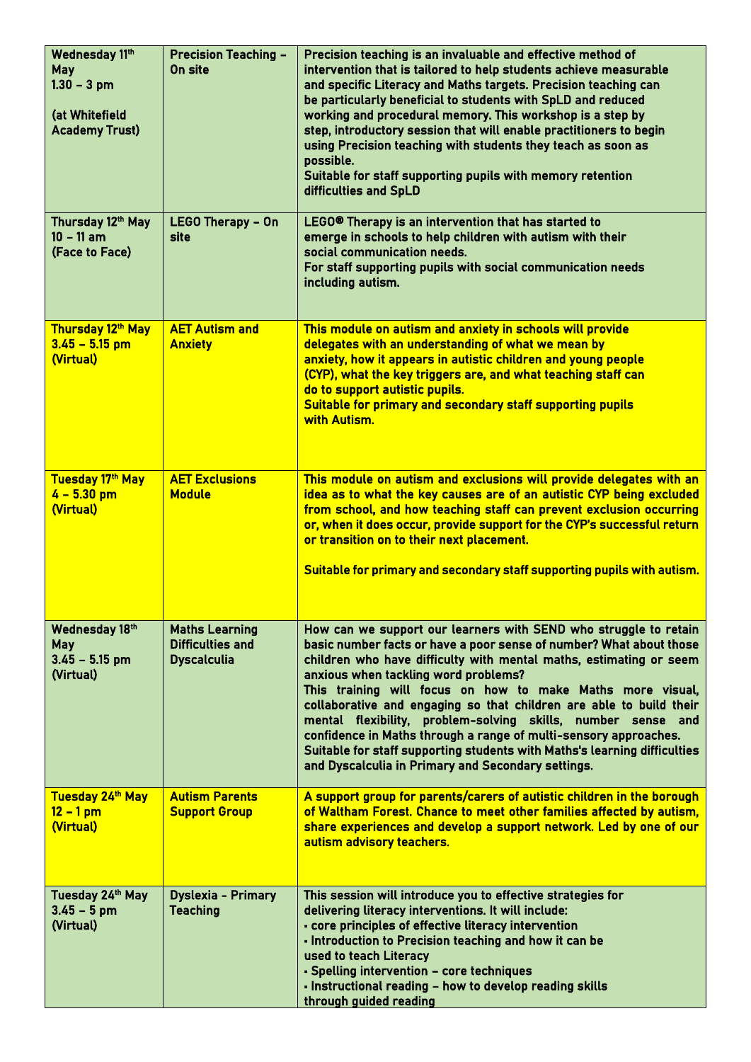| | | |
|---|---|---|
| **Wednesday 11th May 1.30 – 3 pm (at Whitefield Academy Trust)** | **Precision Teaching – On site** | **Precision teaching is an invaluable and effective method of intervention that is tailored to help students achieve measurable and specific Literacy and Maths targets. Precision teaching can be particularly beneficial to students with SpLD and reduced working and procedural memory. This workshop is a step by step, introductory session that will enable practitioners to begin using Precision teaching with students they teach as soon as possible.<br>Suitable for staff supporting pupils with memory retention difficulties and SpLD** |
| **Thursday 12th May 10 – 11 am (Face to Face)** | **LEGO Therapy – On site** | **LEGO® Therapy is an intervention that has started to emerge in schools to help children with autism with their social communication needs.<br>For staff supporting pupils with social communication needs including autism.** |
| **Thursday 12th May 3.45 – 5.15 pm (Virtual)** | **AET Autism and Anxiety** | **This module on autism and anxiety in schools will provide delegates with an understanding of what we mean by anxiety, how it appears in autistic children and young people (CYP), what the key triggers are, and what teaching staff can do to support autistic pupils.<br>Suitable for primary and secondary staff supporting pupils with Autism.** |
| **Tuesday 17th May 4 – 5.30 pm (Virtual)** | **AET Exclusions Module** | **This module on autism and exclusions will provide delegates with an idea as to what the key causes are of an autistic CYP being excluded from school, and how teaching staff can prevent exclusion occurring or, when it does occur, provide support for the CYP's successful return or transition on to their next placement.<br><br>Suitable for primary and secondary staff supporting pupils with autism.** |
| **Wednesday 18th May 3.45 – 5.15 pm (Virtual)** | **Maths Learning Difficulties and Dyscalculia** | **How can we support our learners with SEND who struggle to retain basic number facts or have a poor sense of number? What about those children who have difficulty with mental maths, estimating or seem anxious when tackling word problems?<br>This training will focus on how to make Maths more visual, collaborative and engaging so that children are able to build their mental flexibility, problem-solving skills, number sense and confidence in Maths through a range of multi-sensory approaches.<br>Suitable for staff supporting students with Maths's learning difficulties and Dyscalculia in Primary and Secondary settings.** |
| **Tuesday 24th May 12 – 1 pm (Virtual)** | **Autism Parents Support Group** | **A support group for parents/carers of autistic children in the borough of Waltham Forest. Chance to meet other families affected by autism, share experiences and develop a support network. Led by one of our autism advisory teachers.** |
| **Tuesday 24th May 3.45 – 5 pm (Virtual)** | **Dyslexia - Primary Teaching** | **This session will introduce you to effective strategies for delivering literacy interventions. It will include:<br>• core principles of effective literacy intervention<br>• Introduction to Precision teaching and how it can be used to teach Literacy<br>• Spelling intervention – core techniques<br>• Instructional reading – how to develop reading skills through guided reading** |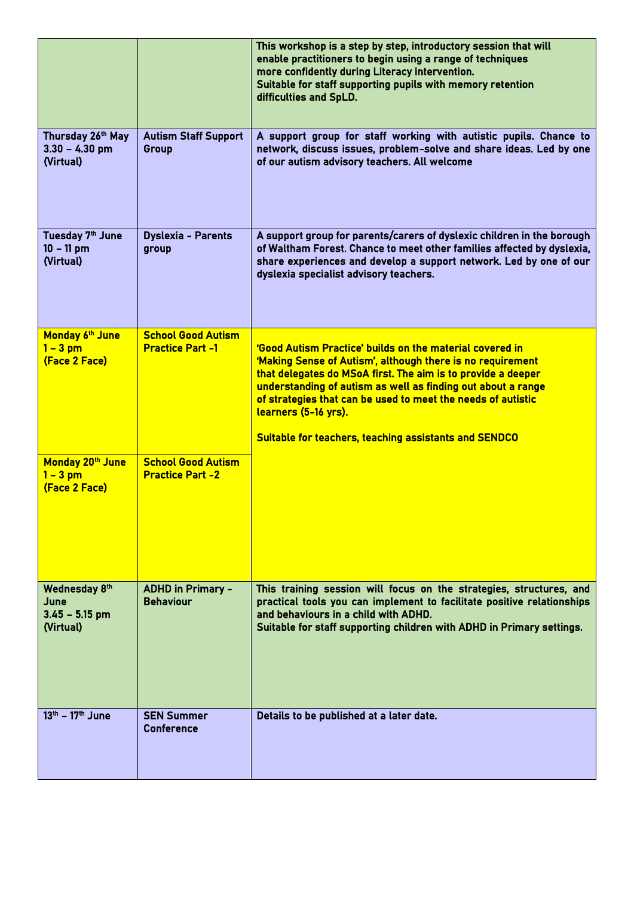| | | |
|---|---|---|
| | | This workshop is a step by step, introductory session that will enable practitioners to begin using a range of techniques more confidently during Literacy intervention.<br>Suitable for staff supporting pupils with memory retention difficulties and SpLD. |
| Thursday 26th May<br>3.30 – 4.30 pm<br>(Virtual) | Autism Staff Support Group | A support group for staff working with autistic pupils. Chance to network, discuss issues, problem-solve and share ideas. Led by one of our autism advisory teachers. All welcome |
| Tuesday 7th June<br>10 – 11 pm<br>(Virtual) | Dyslexia - Parents group | A support group for parents/carers of dyslexic children in the borough of Waltham Forest. Chance to meet other families affected by dyslexia, share experiences and develop a support network. Led by one of our dyslexia specialist advisory teachers. |
| Monday 6th June<br>1 – 3 pm<br>(Face 2 Face) | School Good Autism Practice Part -1 | 'Good Autism Practice' builds on the material covered in 'Making Sense of Autism', although there is no requirement that delegates do MSoA first. The aim is to provide a deeper understanding of autism as well as finding out about a range of strategies that can be used to meet the needs of autistic learners (5-16 yrs).<br><br>Suitable for teachers, teaching assistants and SENDCO |
| Monday 20th June<br>1 – 3 pm<br>(Face 2 Face) | School Good Autism Practice Part -2 | |
| Wednesday 8th June<br>3.45 – 5.15 pm<br>(Virtual) | ADHD in Primary - Behaviour | This training session will focus on the strategies, structures, and practical tools you can implement to facilitate positive relationships and behaviours in a child with ADHD.<br>Suitable for staff supporting children with ADHD in Primary settings. |
| 13th – 17th June | SEN Summer Conference | Details to be published at a later date. |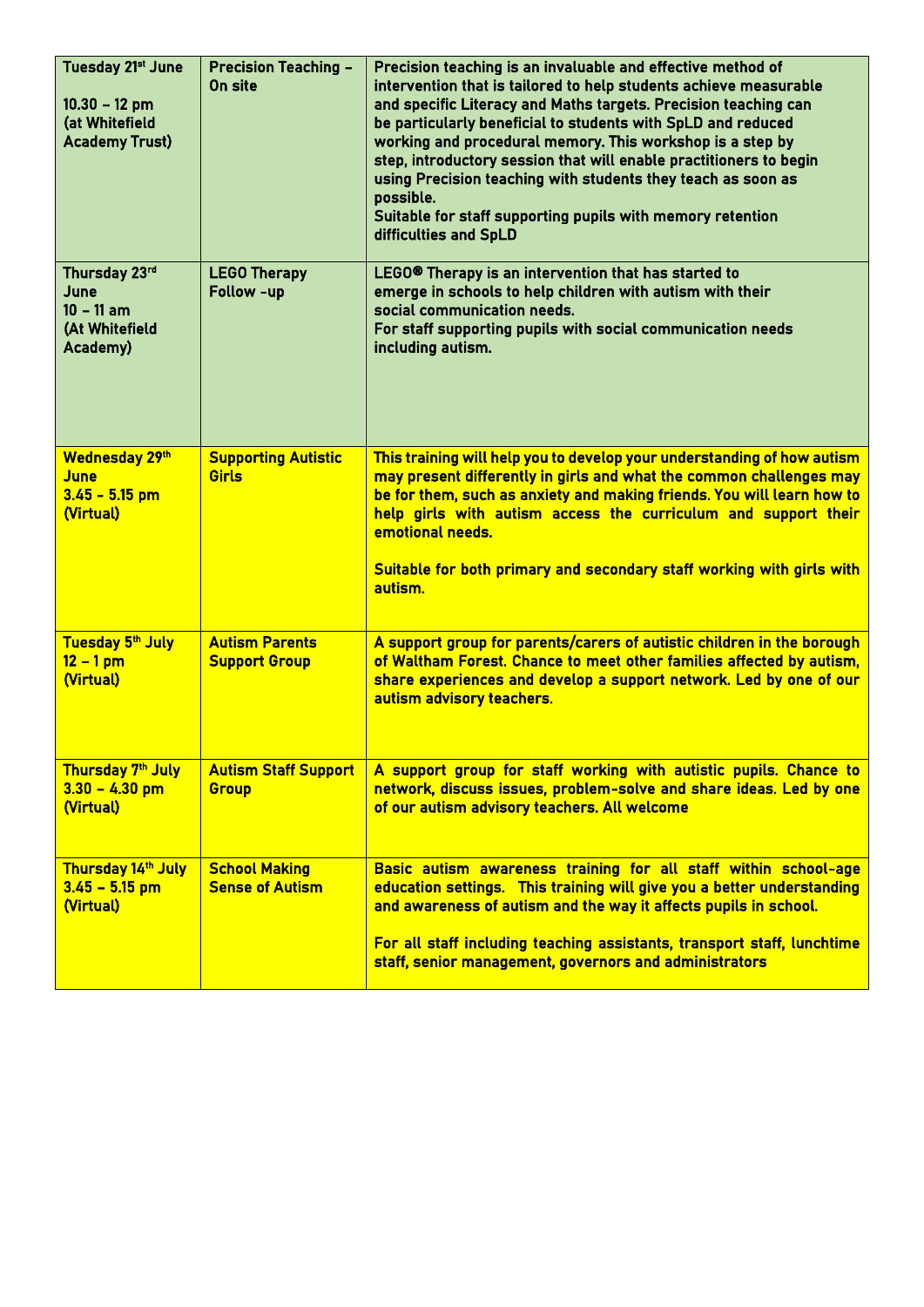| | | |
|---|---|---|
| **Tuesday 21st June**<br><br>**10.30 – 12 pm (at Whitefield Academy Trust)** | **Precision Teaching – On site** | **Precision teaching is an invaluable and effective method of intervention that is tailored to help students achieve measurable and specific Literacy and Maths targets. Precision teaching can be particularly beneficial to students with SpLD and reduced working and procedural memory. This workshop is a step by step, introductory session that will enable practitioners to begin using Precision teaching with students they teach as soon as possible.**<br>**Suitable for staff supporting pupils with memory retention difficulties and SpLD** |
| **Thursday 23rd June**<br>**10 – 11 am (At Whitefield Academy)** | **LEGO Therapy Follow -up** | **LEGO® Therapy is an intervention that has started to emerge in schools to help children with autism with their social communication needs.**<br>**For staff supporting pupils with social communication needs including autism.** |
| **Wednesday 29th June**<br>**3.45 - 5.15 pm (Virtual)** | **Supporting Autistic Girls** | **This training will help you to develop your understanding of how autism may present differently in girls and what the common challenges may be for them, such as anxiety and making friends. You will learn how to help girls with autism access the curriculum and support their emotional needs.**<br><br>**Suitable for both primary and secondary staff working with girls with autism.** |
| **Tuesday 5th July**<br>**12 – 1 pm (Virtual)** | **Autism Parents Support Group** | **A support group for parents/carers of autistic children in the borough of Waltham Forest. Chance to meet other families affected by autism, share experiences and develop a support network. Led by one of our autism advisory teachers.** |
| **Thursday 7th July**<br>**3.30 – 4.30 pm (Virtual)** | **Autism Staff Support Group** | **A support group for staff working with autistic pupils. Chance to network, discuss issues, problem-solve and share ideas. Led by one of our autism advisory teachers. All welcome** |
| **Thursday 14th July**<br>**3.45 – 5.15 pm (Virtual)** | **School Making Sense of Autism** | **Basic autism awareness training for all staff within school-age education settings. This training will give you a better understanding and awareness of autism and the way it affects pupils in school.**<br><br>**For all staff including teaching assistants, transport staff, lunchtime staff, senior management, governors and administrators** |